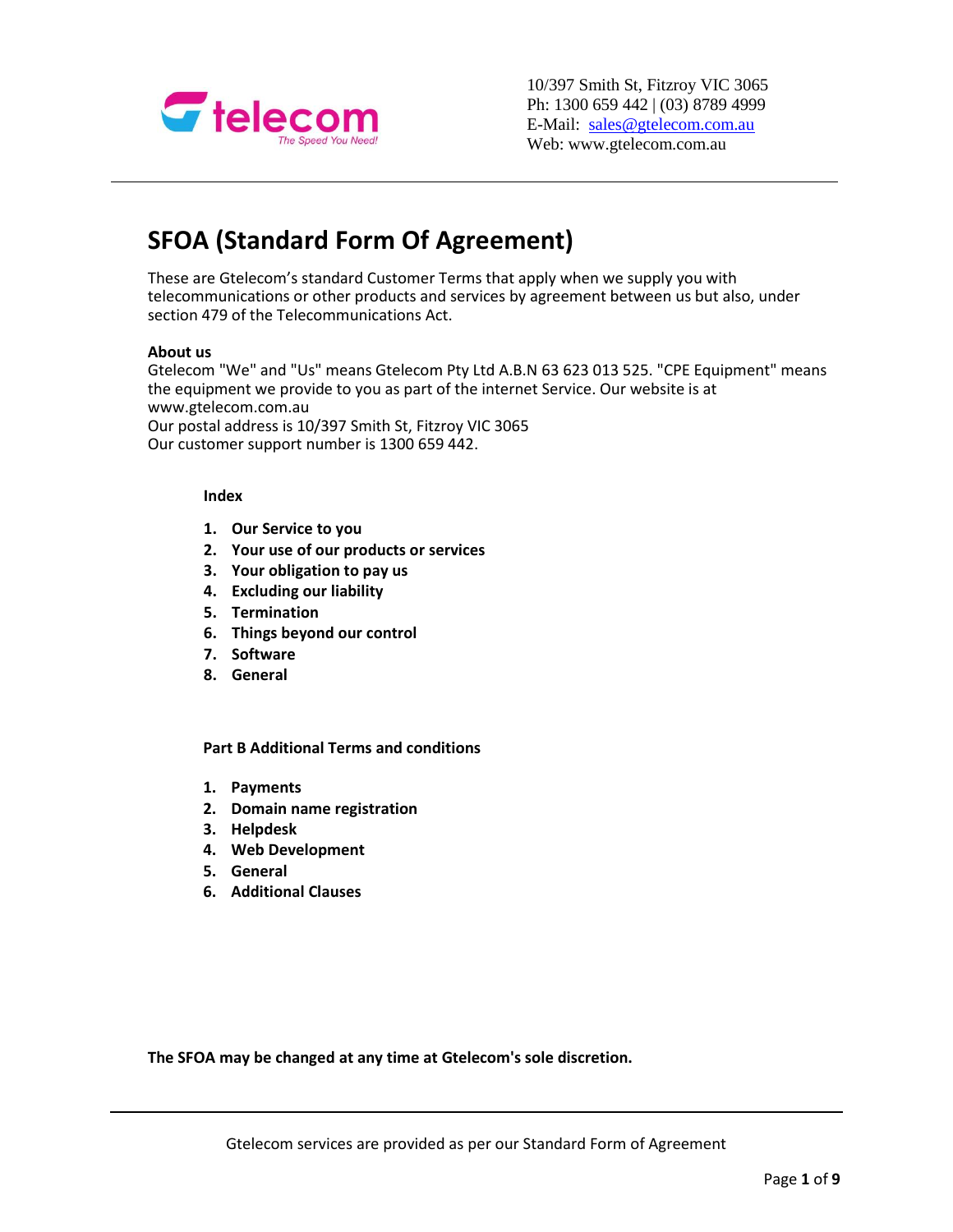10/397 Smith St, Fitzroy VIC 3065
Ph: 1300 659 442 | (03) 8789 4999
E-Mail: sales@gtelecom.com.au
Web: www.gtelecom.com.au

# SFOA (Standard Form Of Agreement)

These are Gtelecom's standard Customer Terms that apply when we supply you with telecommunications or other products and services by agreement between us but also, under section 479 of the Telecommunications Act.

**About us**
Gtelecom "We" and "Us" means Gtelecom Pty Ltd A.B.N 63 623 013 525. "CPE Equipment" means the equipment we provide to you as part of the internet Service. Our website is at www.gtelecom.com.au
Our postal address is 10/397 Smith St, Fitzroy VIC 3065
Our customer support number is 1300 659 442.

**Index**

1. **Our Service to you**
2. **Your use of our products or services**
3. **Your obligation to pay us**
4. **Excluding our liability**
5. **Termination**
6. **Things beyond our control**
7. **Software**
8. **General**

**Part B Additional Terms and conditions**

1. **Payments**
2. **Domain name registration**
3. **Helpdesk**
4. **Web Development**
5. **General**
6. **Additional Clauses**

**The SFOA may be changed at any time at Gtelecom's sole discretion.**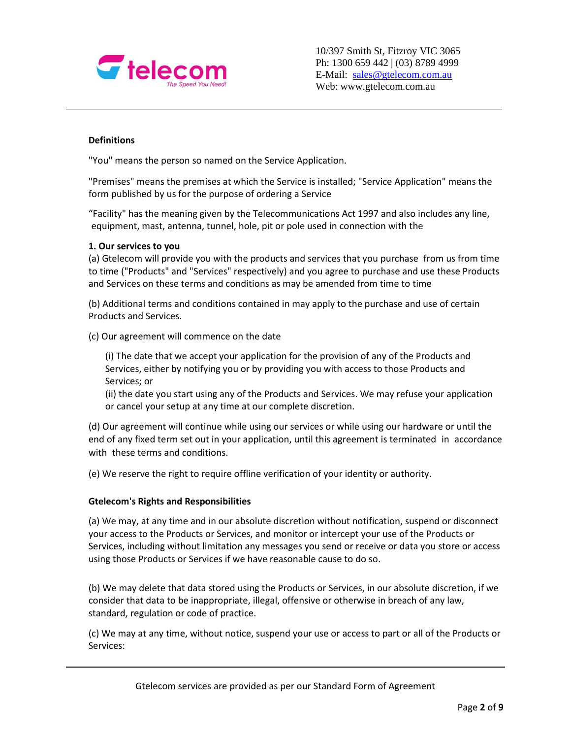10/397 Smith St, Fitzroy VIC 3065
Ph: 1300 659 442 | (03) 8789 4999
E-Mail: sales@gtelecom.com.au
Web: www.gtelecom.com.au

**Definitions**

"You" means the person so named on the Service Application.

"Premises" means the premises at which the Service is installed; "Service Application" means the form published by us for the purpose of ordering a Service

"Facility" has the meaning given by the Telecommunications Act 1997 and also includes any line, equipment, mast, antenna, tunnel, hole, pit or pole used in connection with the

**1. Our services to you**

(a) Gtelecom will provide you with the products and services that you purchase from us from time to time ("Products" and "Services" respectively) and you agree to purchase and use these Products and Services on these terms and conditions as may be amended from time to time

(b) Additional terms and conditions contained in may apply to the purchase and use of certain Products and Services.

(c) Our agreement will commence on the date

(i) The date that we accept your application for the provision of any of the Products and Services, either by notifying you or by providing you with access to those Products and Services; or

(ii) the date you start using any of the Products and Services. We may refuse your application or cancel your setup at any time at our complete discretion.

(d) Our agreement will continue while using our services or while using our hardware or until the end of any fixed term set out in your application, until this agreement is terminated in accordance with these terms and conditions.

(e) We reserve the right to require offline verification of your identity or authority.

**Gtelecom's Rights and Responsibilities**

(a) We may, at any time and in our absolute discretion without notification, suspend or disconnect your access to the Products or Services, and monitor or intercept your use of the Products or Services, including without limitation any messages you send or receive or data you store or access using those Products or Services if we have reasonable cause to do so.

(b) We may delete that data stored using the Products or Services, in our absolute discretion, if we consider that data to be inappropriate, illegal, offensive or otherwise in breach of any law, standard, regulation or code of practice.

(c) We may at any time, without notice, suspend your use or access to part or all of the Products or Services:

Gtelecom services are provided as per our Standard Form of Agreement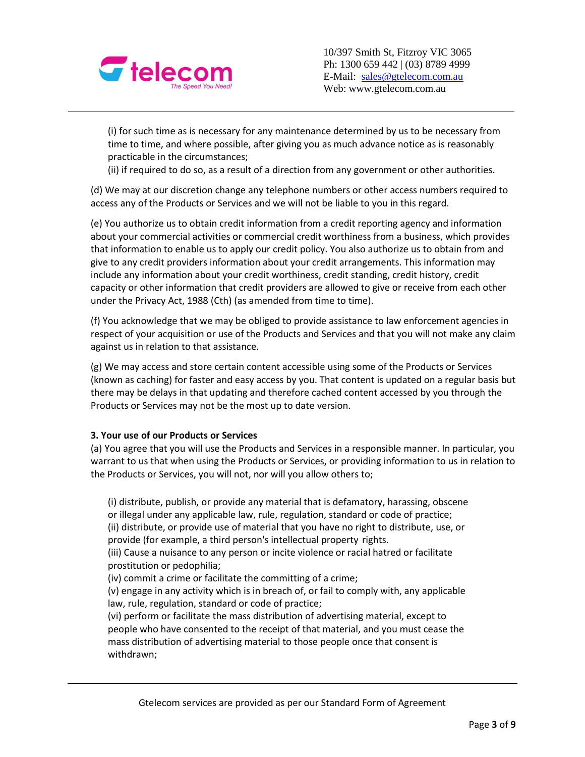(i) for such time as is necessary for any maintenance determined by us to be necessary from time to time, and where possible, after giving you as much advance notice as is reasonably practicable in the circumstances;
(ii) if required to do so, as a result of a direction from any government or other authorities.

(d) We may at our discretion change any telephone numbers or other access numbers required to access any of the Products or Services and we will not be liable to you in this regard.

(e) You authorize us to obtain credit information from a credit reporting agency and information about your commercial activities or commercial credit worthiness from a business, which provides that information to enable us to apply our credit policy. You also authorize us to obtain from and give to any credit providers information about your credit arrangements. This information may include any information about your credit worthiness, credit standing, credit history, credit capacity or other information that credit providers are allowed to give or receive from each other under the Privacy Act, 1988 (Cth) (as amended from time to time).

(f) You acknowledge that we may be obliged to provide assistance to law enforcement agencies in respect of your acquisition or use of the Products and Services and that you will not make any claim against us in relation to that assistance.

(g) We may access and store certain content accessible using some of the Products or Services (known as caching) for faster and easy access by you. That content is updated on a regular basis but there may be delays in that updating and therefore cached content accessed by you through the Products or Services may not be the most up to date version.

**3. Your use of our Products or Services**

(a) You agree that you will use the Products and Services in a responsible manner. In particular, you warrant to us that when using the Products or Services, or providing information to us in relation to the Products or Services, you will not, nor will you allow others to;

(i) distribute, publish, or provide any material that is defamatory, harassing, obscene or illegal under any applicable law, rule, regulation, standard or code of practice;
(ii) distribute, or provide use of material that you have no right to distribute, use, or provide (for example, a third person's intellectual property rights.
(iii) Cause a nuisance to any person or incite violence or racial hatred or facilitate prostitution or pedophilia;
(iv) commit a crime or facilitate the committing of a crime;
(v) engage in any activity which is in breach of, or fail to comply with, any applicable law, rule, regulation, standard or code of practice;
(vi) perform or facilitate the mass distribution of advertising material, except to people who have consented to the receipt of that material, and you must cease the mass distribution of advertising material to those people once that consent is withdrawn;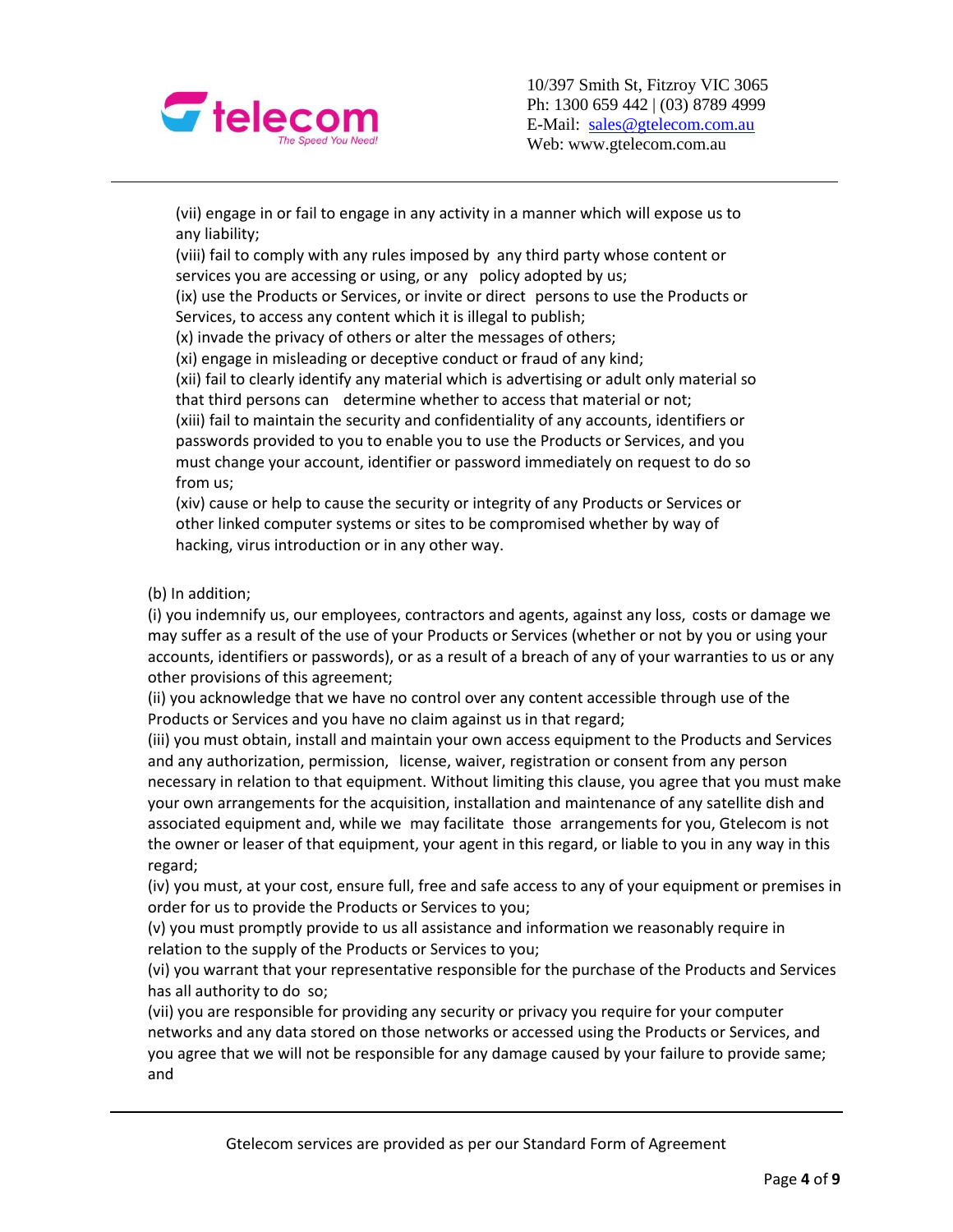(vii) engage in or fail to engage in any activity in a manner which will expose us to any liability;
(viii) fail to comply with any rules imposed by any third party whose content or services you are accessing or using, or any policy adopted by us;
(ix) use the Products or Services, or invite or direct persons to use the Products or Services, to access any content which it is illegal to publish;
(x) invade the privacy of others or alter the messages of others;
(xi) engage in misleading or deceptive conduct or fraud of any kind;
(xii) fail to clearly identify any material which is advertising or adult only material so that third persons can determine whether to access that material or not;
(xiii) fail to maintain the security and confidentiality of any accounts, identifiers or passwords provided to you to enable you to use the Products or Services, and you must change your account, identifier or password immediately on request to do so from us;
(xiv) cause or help to cause the security or integrity of any Products or Services or other linked computer systems or sites to be compromised whether by way of hacking, virus introduction or in any other way.

(b) In addition;
(i) you indemnify us, our employees, contractors and agents, against any loss, costs or damage we may suffer as a result of the use of your Products or Services (whether or not by you or using your accounts, identifiers or passwords), or as a result of a breach of any of your warranties to us or any other provisions of this agreement;
(ii) you acknowledge that we have no control over any content accessible through use of the Products or Services and you have no claim against us in that regard;
(iii) you must obtain, install and maintain your own access equipment to the Products and Services and any authorization, permission, license, waiver, registration or consent from any person necessary in relation to that equipment. Without limiting this clause, you agree that you must make your own arrangements for the acquisition, installation and maintenance of any satellite dish and associated equipment and, while we may facilitate those arrangements for you, Gtelecom is not the owner or leaser of that equipment, your agent in this regard, or liable to you in any way in this regard;
(iv) you must, at your cost, ensure full, free and safe access to any of your equipment or premises in order for us to provide the Products or Services to you;
(v) you must promptly provide to us all assistance and information we reasonably require in relation to the supply of the Products or Services to you;
(vi) you warrant that your representative responsible for the purchase of the Products and Services has all authority to do so;
(vii) you are responsible for providing any security or privacy you require for your computer networks and any data stored on those networks or accessed using the Products or Services, and you agree that we will not be responsible for any damage caused by your failure to provide same; and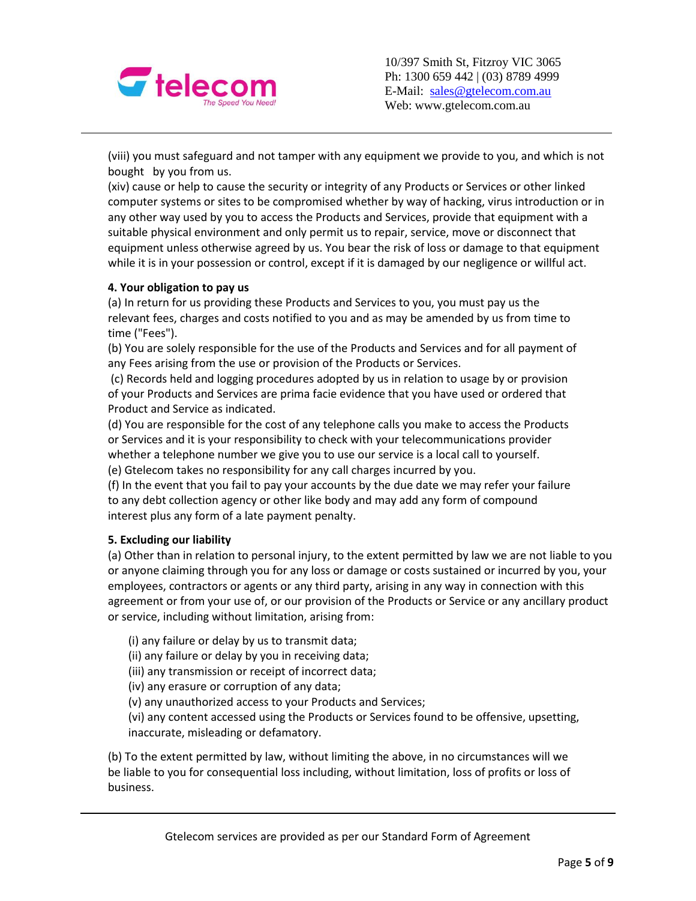(viii) you must safeguard and not tamper with any equipment we provide to you, and which is not bought by you from us.
(xiv) cause or help to cause the security or integrity of any Products or Services or other linked computer systems or sites to be compromised whether by way of hacking, virus introduction or in any other way used by you to access the Products and Services, provide that equipment with a suitable physical environment and only permit us to repair, service, move or disconnect that equipment unless otherwise agreed by us. You bear the risk of loss or damage to that equipment while it is in your possession or control, except if it is damaged by our negligence or willful act.

**4. Your obligation to pay us**

(a) In return for us providing these Products and Services to you, you must pay us the relevant fees, charges and costs notified to you and as may be amended by us from time to time ("Fees").
(b) You are solely responsible for the use of the Products and Services and for all payment of any Fees arising from the use or provision of the Products or Services.
(c) Records held and logging procedures adopted by us in relation to usage by or provision of your Products and Services are prima facie evidence that you have used or ordered that Product and Service as indicated.
(d) You are responsible for the cost of any telephone calls you make to access the Products or Services and it is your responsibility to check with your telecommunications provider whether a telephone number we give you to use our service is a local call to yourself.
(e) Gtelecom takes no responsibility for any call charges incurred by you.
(f) In the event that you fail to pay your accounts by the due date we may refer your failure to any debt collection agency or other like body and may add any form of compound interest plus any form of a late payment penalty.

**5. Excluding our liability**

(a) Other than in relation to personal injury, to the extent permitted by law we are not liable to you or anyone claiming through you for any loss or damage or costs sustained or incurred by you, your employees, contractors or agents or any third party, arising in any way in connection with this agreement or from your use of, or our provision of the Products or Service or any ancillary product or service, including without limitation, arising from:

(i) any failure or delay by us to transmit data;
(ii) any failure or delay by you in receiving data;
(iii) any transmission or receipt of incorrect data;
(iv) any erasure or corruption of any data;
(v) any unauthorized access to your Products and Services;
(vi) any content accessed using the Products or Services found to be offensive, upsetting, inaccurate, misleading or defamatory.

(b) To the extent permitted by law, without limiting the above, in no circumstances will we be liable to you for consequential loss including, without limitation, loss of profits or loss of business.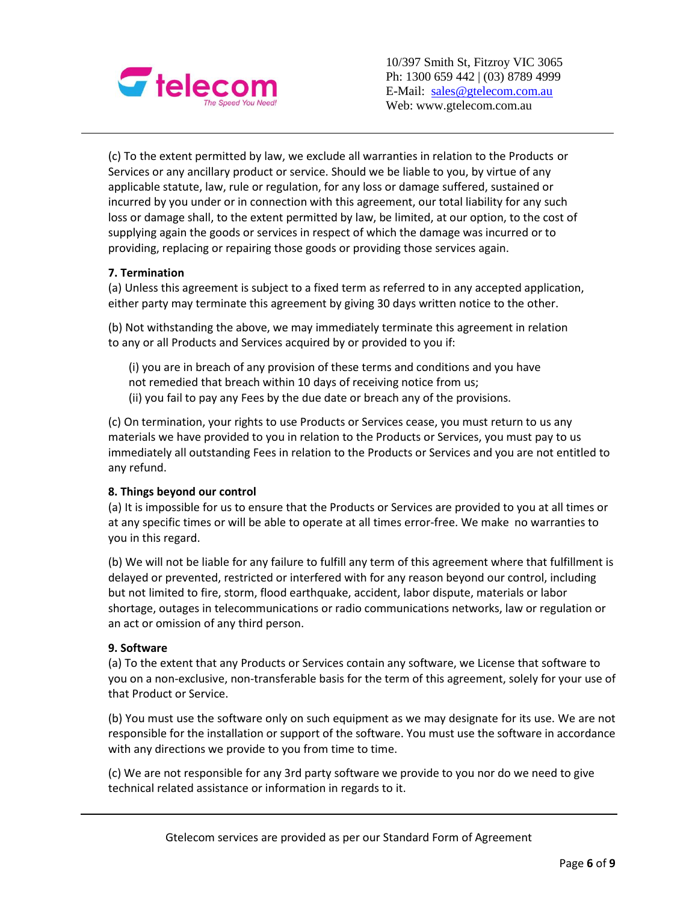(c) To the extent permitted by law, we exclude all warranties in relation to the Products or Services or any ancillary product or service. Should we be liable to you, by virtue of any applicable statute, law, rule or regulation, for any loss or damage suffered, sustained or incurred by you under or in connection with this agreement, our total liability for any such loss or damage shall, to the extent permitted by law, be limited, at our option, to the cost of supplying again the goods or services in respect of which the damage was incurred or to providing, replacing or repairing those goods or providing those services again.

**7. Termination**

(a) Unless this agreement is subject to a fixed term as referred to in any accepted application, either party may terminate this agreement by giving 30 days written notice to the other.

(b) Not withstanding the above, we may immediately terminate this agreement in relation to any or all Products and Services acquired by or provided to you if:

(i) you are in breach of any provision of these terms and conditions and you have not remedied that breach within 10 days of receiving notice from us;
(ii) you fail to pay any Fees by the due date or breach any of the provisions.

(c) On termination, your rights to use Products or Services cease, you must return to us any materials we have provided to you in relation to the Products or Services, you must pay to us immediately all outstanding Fees in relation to the Products or Services and you are not entitled to any refund.

**8. Things beyond our control**

(a) It is impossible for us to ensure that the Products or Services are provided to you at all times or at any specific times or will be able to operate at all times error-free. We make no warranties to you in this regard.

(b) We will not be liable for any failure to fulfill any term of this agreement where that fulfillment is delayed or prevented, restricted or interfered with for any reason beyond our control, including but not limited to fire, storm, flood earthquake, accident, labor dispute, materials or labor shortage, outages in telecommunications or radio communications networks, law or regulation or an act or omission of any third person.

**9. Software**

(a) To the extent that any Products or Services contain any software, we License that software to you on a non-exclusive, non-transferable basis for the term of this agreement, solely for your use of that Product or Service.

(b) You must use the software only on such equipment as we may designate for its use. We are not responsible for the installation or support of the software. You must use the software in accordance with any directions we provide to you from time to time.

(c) We are not responsible for any 3rd party software we provide to you nor do we need to give technical related assistance or information in regards to it.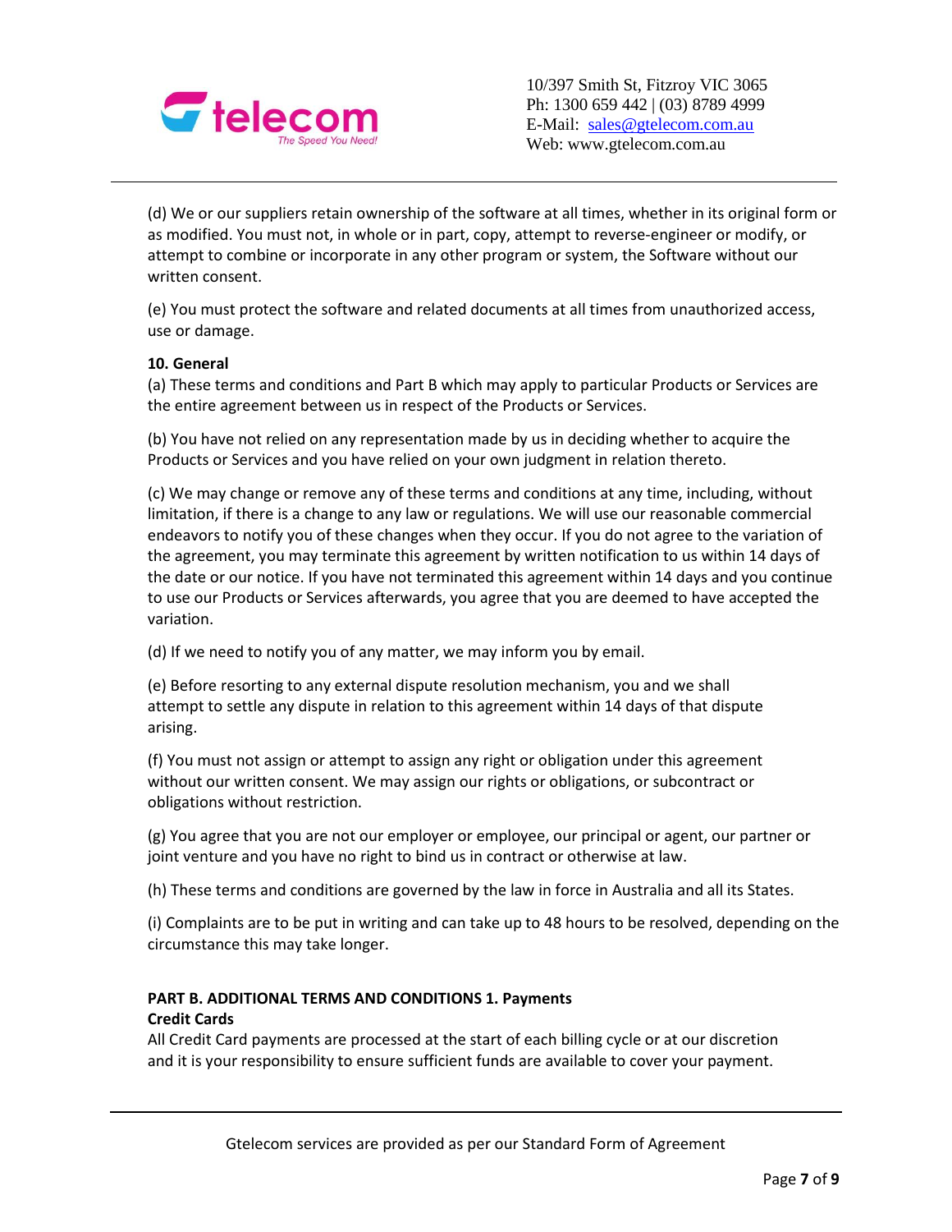(d) We or our suppliers retain ownership of the software at all times, whether in its original form or as modified. You must not, in whole or in part, copy, attempt to reverse-engineer or modify, or attempt to combine or incorporate in any other program or system, the Software without our written consent.

(e) You must protect the software and related documents at all times from unauthorized access, use or damage.

**10. General**

(a) These terms and conditions and Part B which may apply to particular Products or Services are the entire agreement between us in respect of the Products or Services.

(b) You have not relied on any representation made by us in deciding whether to acquire the Products or Services and you have relied on your own judgment in relation thereto.

(c) We may change or remove any of these terms and conditions at any time, including, without limitation, if there is a change to any law or regulations. We will use our reasonable commercial endeavors to notify you of these changes when they occur. If you do not agree to the variation of the agreement, you may terminate this agreement by written notification to us within 14 days of the date or our notice. If you have not terminated this agreement within 14 days and you continue to use our Products or Services afterwards, you agree that you are deemed to have accepted the variation.

(d) If we need to notify you of any matter, we may inform you by email.

(e) Before resorting to any external dispute resolution mechanism, you and we shall attempt to settle any dispute in relation to this agreement within 14 days of that dispute arising.

(f) You must not assign or attempt to assign any right or obligation under this agreement without our written consent. We may assign our rights or obligations, or subcontract or obligations without restriction.

(g) You agree that you are not our employer or employee, our principal or agent, our partner or joint venture and you have no right to bind us in contract or otherwise at law.

(h) These terms and conditions are governed by the law in force in Australia and all its States.

(i) Complaints are to be put in writing and can take up to 48 hours to be resolved, depending on the circumstance this may take longer.

**PART B. ADDITIONAL TERMS AND CONDITIONS 1. Payments**

**Credit Cards**

All Credit Card payments are processed at the start of each billing cycle or at our discretion and it is your responsibility to ensure sufficient funds are available to cover your payment.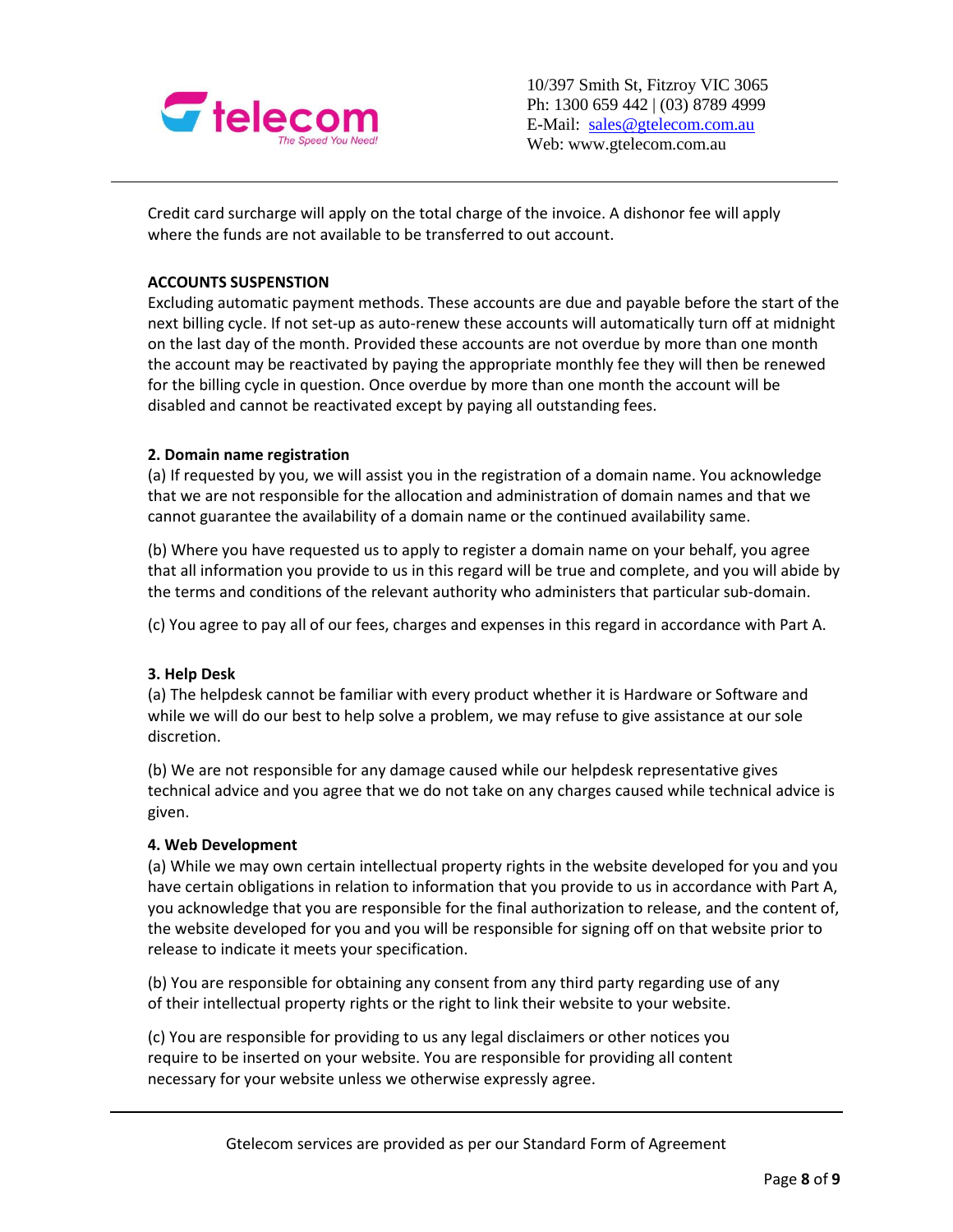Credit card surcharge will apply on the total charge of the invoice. A dishonor fee will apply where the funds are not available to be transferred to out account.

**ACCOUNTS SUSPENSTION**

Excluding automatic payment methods. These accounts are due and payable before the start of the next billing cycle. If not set-up as auto-renew these accounts will automatically turn off at midnight on the last day of the month. Provided these accounts are not overdue by more than one month the account may be reactivated by paying the appropriate monthly fee they will then be renewed for the billing cycle in question. Once overdue by more than one month the account will be disabled and cannot be reactivated except by paying all outstanding fees.

**2. Domain name registration**

(a) If requested by you, we will assist you in the registration of a domain name. You acknowledge that we are not responsible for the allocation and administration of domain names and that we cannot guarantee the availability of a domain name or the continued availability same.

(b) Where you have requested us to apply to register a domain name on your behalf, you agree that all information you provide to us in this regard will be true and complete, and you will abide by the terms and conditions of the relevant authority who administers that particular sub-domain.

(c) You agree to pay all of our fees, charges and expenses in this regard in accordance with Part A.

**3. Help Desk**

(a) The helpdesk cannot be familiar with every product whether it is Hardware or Software and while we will do our best to help solve a problem, we may refuse to give assistance at our sole discretion.

(b) We are not responsible for any damage caused while our helpdesk representative gives technical advice and you agree that we do not take on any charges caused while technical advice is given.

**4. Web Development**

(a) While we may own certain intellectual property rights in the website developed for you and you have certain obligations in relation to information that you provide to us in accordance with Part A, you acknowledge that you are responsible for the final authorization to release, and the content of, the website developed for you and you will be responsible for signing off on that website prior to release to indicate it meets your specification.

(b) You are responsible for obtaining any consent from any third party regarding use of any of their intellectual property rights or the right to link their website to your website.

(c) You are responsible for providing to us any legal disclaimers or other notices you require to be inserted on your website. You are responsible for providing all content necessary for your website unless we otherwise expressly agree.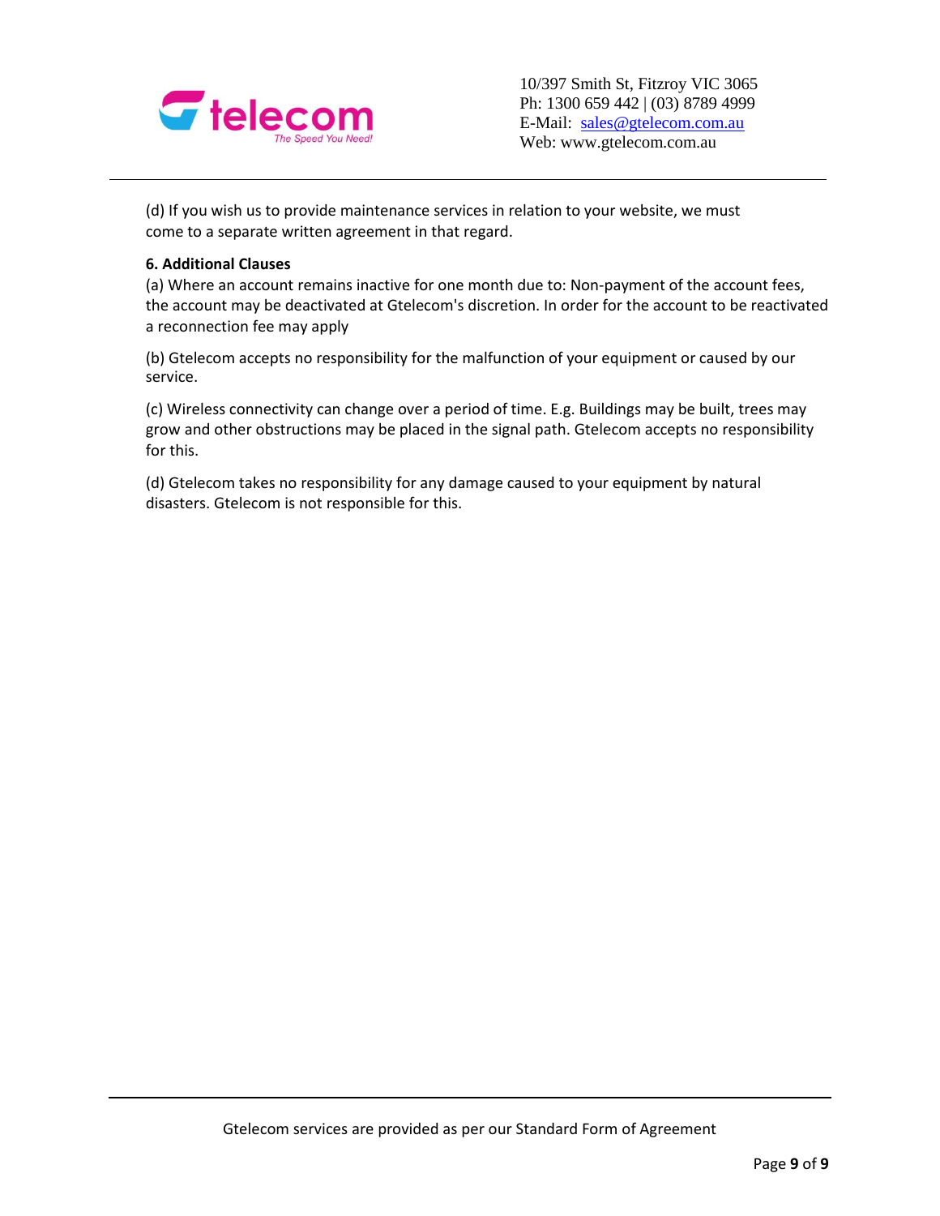(d) If you wish us to provide maintenance services in relation to your website, we must come to a separate written agreement in that regard.

**6. Additional Clauses**

(a) Where an account remains inactive for one month due to: Non-payment of the account fees, the account may be deactivated at Gtelecom's discretion. In order for the account to be reactivated a reconnection fee may apply

(b) Gtelecom accepts no responsibility for the malfunction of your equipment or caused by our service.

(c) Wireless connectivity can change over a period of time. E.g. Buildings may be built, trees may grow and other obstructions may be placed in the signal path. Gtelecom accepts no responsibility for this.

(d) Gtelecom takes no responsibility for any damage caused to your equipment by natural disasters. Gtelecom is not responsible for this.